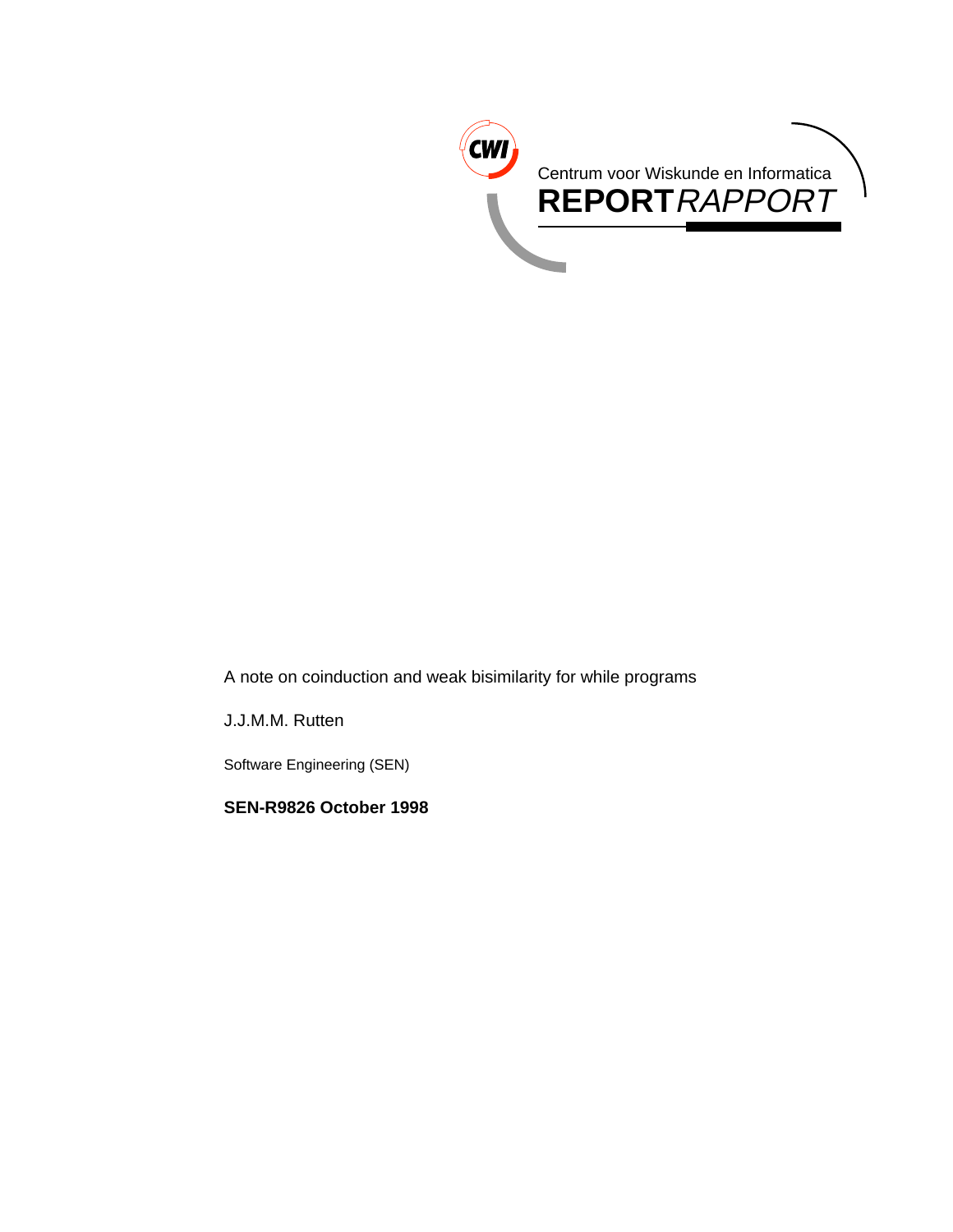Centrum voor Wiskunde en Informatica

**REPORT** *RAPPORT*

A note on coinduction and weak bisimilarity for while programs

J.J.M.M. Rutten

Software Engineering (SEN)

**SEN-R9826 October 1998**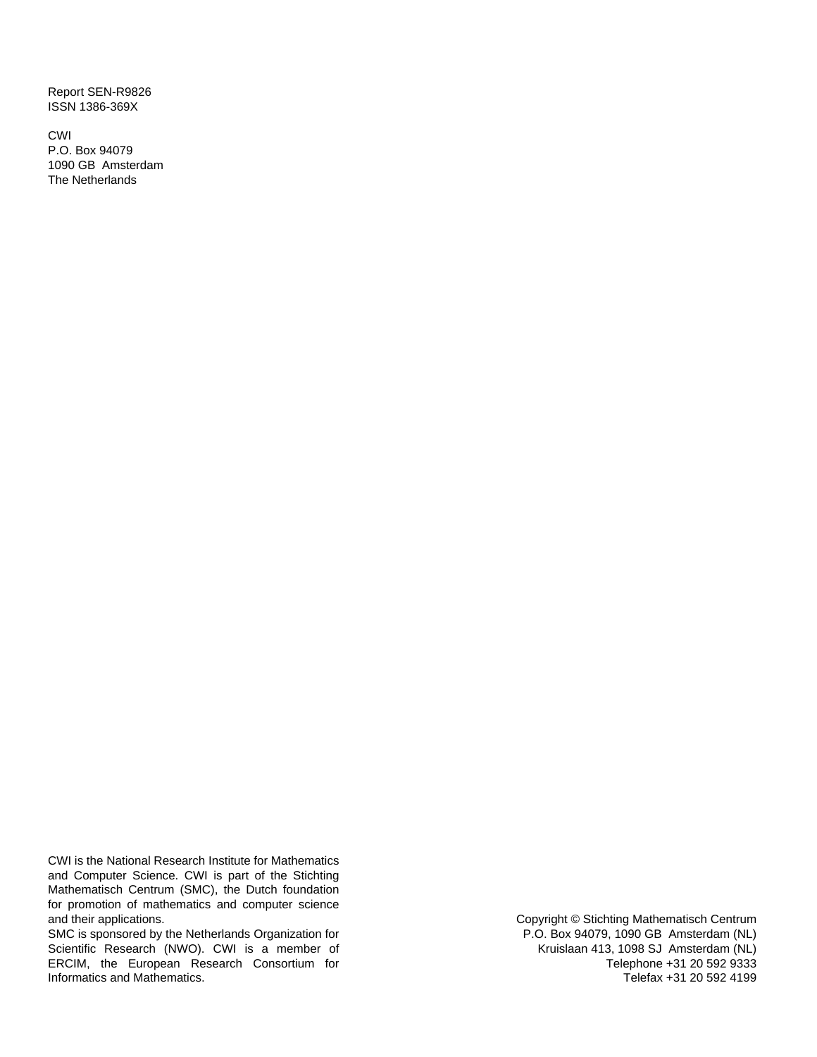Report SEN-R9826
ISSN 1386-369X

CWI
P.O. Box 94079
1090 GB Amsterdam
The Netherlands

CWI is the National Research Institute for Mathematics and Computer Science. CWI is part of the Stichting Mathematisch Centrum (SMC), the Dutch foundation for promotion of mathematics and computer science and their applications.
SMC is sponsored by the Netherlands Organization for Scientific Research (NWO). CWI is a member of ERCIM, the European Research Consortium for Informatics and Mathematics.

Copyright © Stichting Mathematisch Centrum
P.O. Box 94079, 1090 GB Amsterdam (NL)
Kruislaan 413, 1098 SJ Amsterdam (NL)
Telephone +31 20 592 9333
Telefax +31 20 592 4199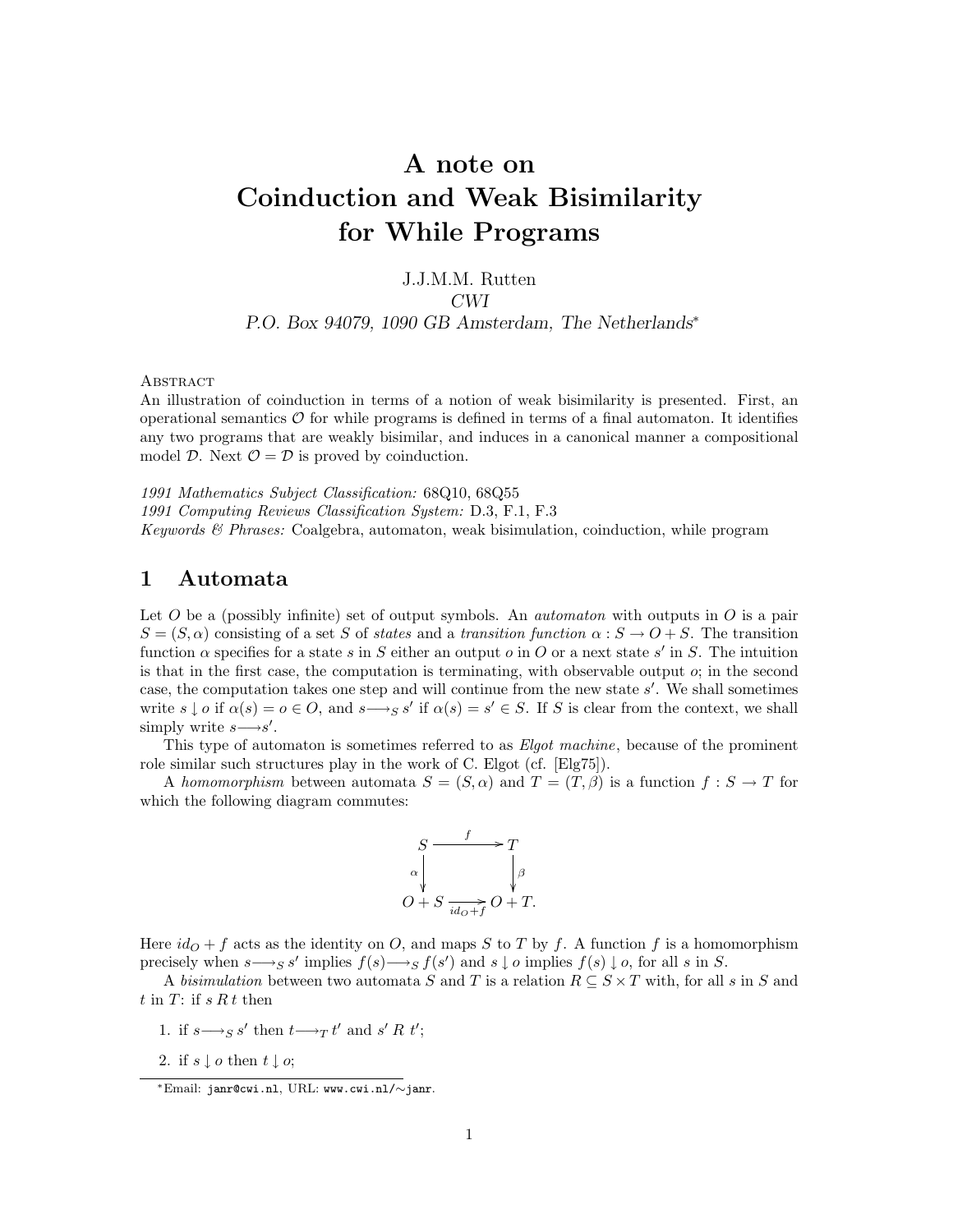# A note on Coinduction and Weak Bisimilarity for While Programs

J.J.M.M. Rutten

*CWI*

*P.O. Box 94079, 1090 GB Amsterdam, The Netherlands*[*]

Abstract

An illustration of coinduction in terms of a notion of weak bisimilarity is presented. First, an operational semantics $\mathcal{O}$ for while programs is defined in terms of a final automaton. It identifies any two programs that are weakly bisimilar, and induces in a canonical manner a compositional model $\mathcal{D}$. Next $\mathcal{O} = \mathcal{D}$ is proved by coinduction.

*1991 Mathematics Subject Classification:* 68Q10, 68Q55

*1991 Computing Reviews Classification System:* D.3, F.1, F.3

*Keywords & Phrases:* Coalgebra, automaton, weak bisimulation, coinduction, while program

## 1 Automata

Let $O$ be a (possibly infinite) set of output symbols. An *automaton* with outputs in $O$ is a pair $S = (S, \alpha)$ consisting of a set $S$ of *states* and a *transition function* $\alpha : S \to O + S$. The transition function $\alpha$ specifies for a state $s$ in $S$ either an output $o$ in $O$ or a next state $s'$ in $S$. The intuition is that in the first case, the computation is terminating, with observable output $o$; in the second case, the computation takes one step and will continue from the new state $s'$. We shall sometimes write $s \downarrow o$ if $\alpha(s) = o \in O$, and $s \longrightarrow_S s'$ if $\alpha(s) = s' \in S$. If $S$ is clear from the context, we shall simply write $s \longrightarrow s'$.

This type of automaton is sometimes referred to as *Elgot machine*, because of the prominent role similar such structures play in the work of C. Elgot (cf. [Elg75]).

A *homomorphism* between automata $S = (S, \alpha)$ and $T = (T, \beta)$ is a function $f : S \to T$ for which the following diagram commutes:

$$\begin{array}{ccc} S & \xrightarrow{\quad f \quad} & T \\ {\scriptstyle \alpha}\downarrow & & \downarrow{\scriptstyle \beta} \\ O + S & \xrightarrow[id_O + f]{} & O + T. \end{array}$$

Here $id_O + f$ acts as the identity on $O$, and maps $S$ to $T$ by $f$. A function $f$ is a homomorphism precisely when $s \longrightarrow_S s'$ implies $f(s) \longrightarrow_S f(s')$ and $s \downarrow o$ implies $f(s) \downarrow o$, for all $s$ in $S$.

A *bisimulation* between two automata $S$ and $T$ is a relation $R \subseteq S \times T$ with, for all $s$ in $S$ and $t$ in $T$: if $s \, R \, t$ then

1. if $s \longrightarrow_S s'$ then $t \longrightarrow_T t'$ and $s' \; R \; t'$;
2. if $s \downarrow o$ then $t \downarrow o$;

[*] Email: `janr@cwi.nl`, URL: `www.cwi.nl/~janr`.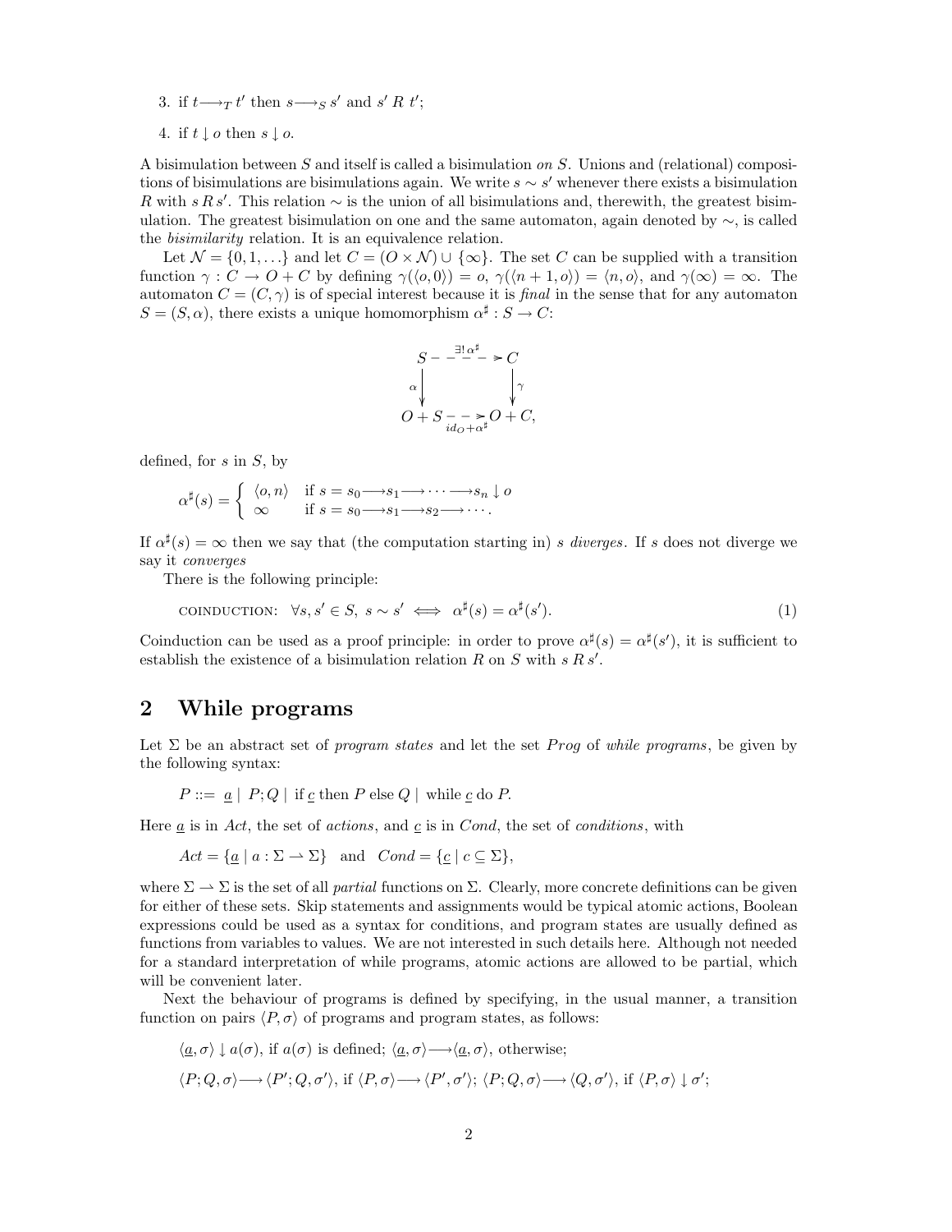3. if $t \longrightarrow_T t'$ then $s \longrightarrow_S s'$ and $s' \; R \; t'$;

4. if $t \downarrow o$ then $s \downarrow o$.

A bisimulation between $S$ and itself is called a bisimulation *on* $S$. Unions and (relational) compositions of bisimulations are bisimulations again. We write $s \sim s'$ whenever there exists a bisimulation $R$ with $s \, R \, s'$. This relation $\sim$ is the union of all bisimulations and, therewith, the greatest bisimulation. The greatest bisimulation on one and the same automaton, again denoted by $\sim$, is called the *bisimilarity* relation. It is an equivalence relation.

Let $\mathcal{N} = \{0, 1, \ldots\}$ and let $C = (O \times \mathcal{N}) \cup \{\infty\}$. The set $C$ can be supplied with a transition function $\gamma : C \to O + C$ by defining $\gamma(\langle o, 0 \rangle) = o$, $\gamma(\langle n+1, o \rangle) = \langle n, o \rangle$, and $\gamma(\infty) = \infty$. The automaton $C = (C, \gamma)$ is of special interest because it is *final* in the sense that for any automaton $S = (S, \alpha)$, there exists a unique homomorphism $\alpha^\sharp : S \to C$:

$$
\begin{array}{ccc}
S & \overset{\exists! \, \alpha^\sharp}{- - - \to} & C \\
{\scriptstyle \alpha} \downarrow & & \downarrow {\scriptstyle \gamma} \\
O + S & \underset{id_O + \alpha^\sharp}{- - \to} & O + C,
\end{array}
$$

defined, for $s$ in $S$, by

$$
\alpha^\sharp(s) = \begin{cases} \langle o, n \rangle & \text{if } s = s_0 \longrightarrow s_1 \longrightarrow \cdots \longrightarrow s_n \downarrow o \\ \infty & \text{if } s = s_0 \longrightarrow s_1 \longrightarrow s_2 \longrightarrow \cdots. \end{cases}
$$

If $\alpha^\sharp(s) = \infty$ then we say that (the computation starting in) $s$ *diverges*. If $s$ does not diverge we say it *converges*

There is the following principle:

$$
\text{COINDUCTION:} \quad \forall s, s' \in S, \; s \sim s' \iff \alpha^\sharp(s) = \alpha^\sharp(s'). \tag{1}
$$

Coinduction can be used as a proof principle: in order to prove $\alpha^\sharp(s) = \alpha^\sharp(s')$, it is sufficient to establish the existence of a bisimulation relation $R$ on $S$ with $s \, R \, s'$.

## 2 While programs

Let $\Sigma$ be an abstract set of *program states* and let the set $Prog$ of *while programs*, be given by the following syntax:

$$
P ::= \; \underline{a} \; | \; P; Q \; | \; \text{if } \underline{c} \text{ then } P \text{ else } Q \; | \; \text{while } \underline{c} \text{ do } P.
$$

Here $\underline{a}$ is in $Act$, the set of *actions*, and $\underline{c}$ is in $Cond$, the set of *conditions*, with

$$
Act = \{\underline{a} \mid a : \Sigma \rightharpoonup \Sigma\} \quad \text{and} \quad Cond = \{\underline{c} \mid c \subseteq \Sigma\},
$$

where $\Sigma \rightharpoonup \Sigma$ is the set of all *partial* functions on $\Sigma$. Clearly, more concrete definitions can be given for either of these sets. Skip statements and assignments would be typical atomic actions, Boolean expressions could be used as a syntax for conditions, and program states are usually defined as functions from variables to values. We are not interested in such details here. Although not needed for a standard interpretation of while programs, atomic actions are allowed to be partial, which will be convenient later.

Next the behaviour of programs is defined by specifying, in the usual manner, a transition function on pairs $\langle P, \sigma \rangle$ of programs and program states, as follows:

$\langle \underline{a}, \sigma \rangle \downarrow a(\sigma)$, if $a(\sigma)$ is defined; $\langle \underline{a}, \sigma \rangle \longrightarrow \langle \underline{a}, \sigma \rangle$, otherwise;

$\langle P; Q, \sigma \rangle \longrightarrow \langle P'; Q, \sigma' \rangle$, if $\langle P, \sigma \rangle \longrightarrow \langle P', \sigma' \rangle$; $\langle P; Q, \sigma \rangle \longrightarrow \langle Q, \sigma' \rangle$, if $\langle P, \sigma \rangle \downarrow \sigma'$;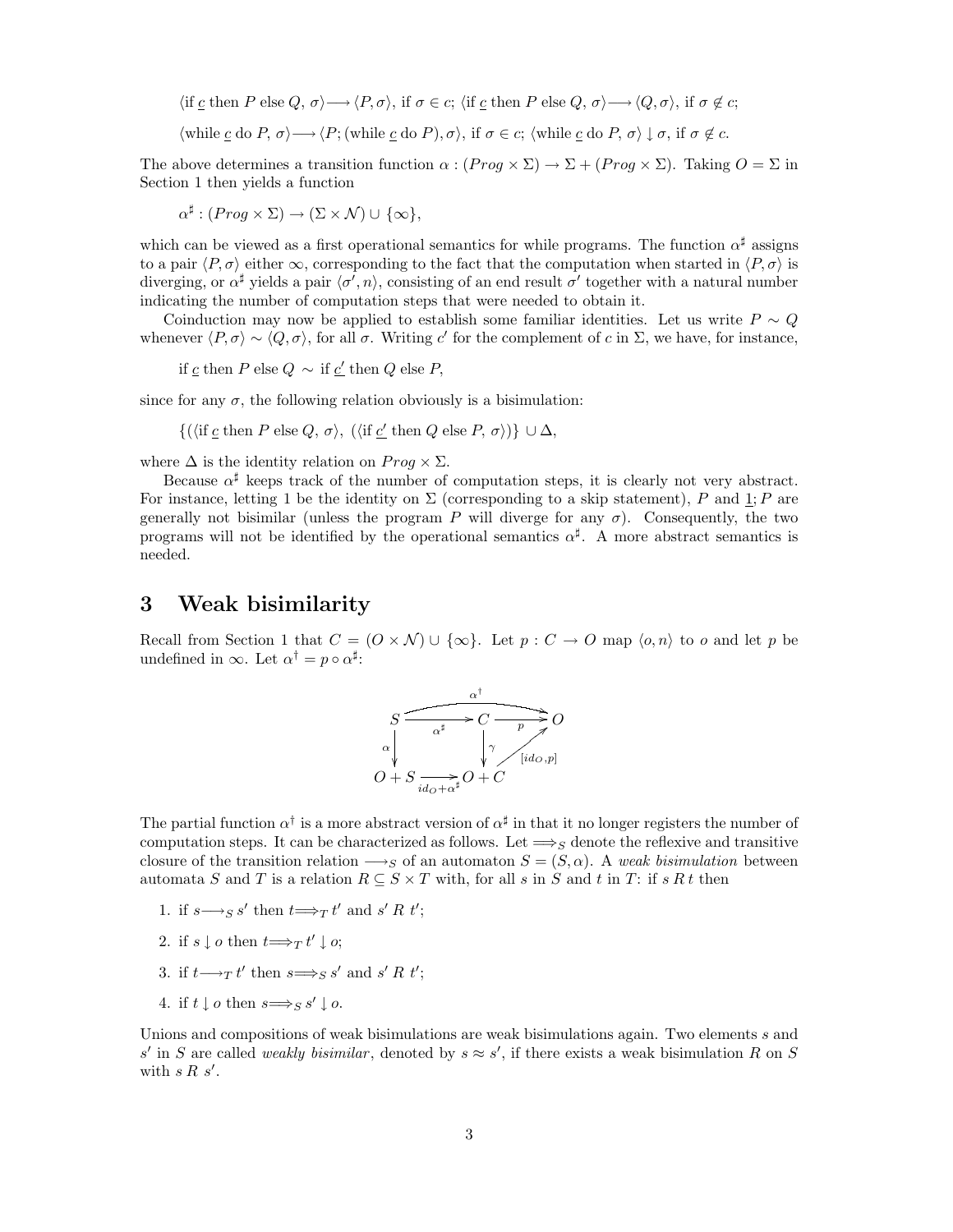$$\langle \text{if } \underline{c} \text{ then } P \text{ else } Q,\ \sigma\rangle \longrightarrow \langle P, \sigma\rangle, \text{ if } \sigma \in c;\ \langle \text{if } \underline{c} \text{ then } P \text{ else } Q,\ \sigma\rangle \longrightarrow \langle Q, \sigma\rangle, \text{ if } \sigma \notin c;$$

$$\langle \text{while } \underline{c} \text{ do } P,\ \sigma\rangle \longrightarrow \langle P; (\text{while } \underline{c} \text{ do } P), \sigma\rangle, \text{ if } \sigma \in c;\ \langle \text{while } \underline{c} \text{ do } P,\ \sigma\rangle \downarrow \sigma, \text{ if } \sigma \notin c.$$

The above determines a transition function $\alpha : (Prog \times \Sigma) \to \Sigma + (Prog \times \Sigma)$. Taking $O = \Sigma$ in Section 1 then yields a function

$$\alpha^\sharp : (Prog \times \Sigma) \to (\Sigma \times \mathcal{N}) \cup \{\infty\},$$

which can be viewed as a first operational semantics for while programs. The function $\alpha^\sharp$ assigns to a pair $\langle P, \sigma\rangle$ either $\infty$, corresponding to the fact that the computation when started in $\langle P, \sigma\rangle$ is diverging, or $\alpha^\sharp$ yields a pair $\langle \sigma', n\rangle$, consisting of an end result $\sigma'$ together with a natural number indicating the number of computation steps that were needed to obtain it.

Coinduction may now be applied to establish some familiar identities. Let us write $P \sim Q$ whenever $\langle P, \sigma\rangle \sim \langle Q, \sigma\rangle$, for all $\sigma$. Writing $c'$ for the complement of $c$ in $\Sigma$, we have, for instance,

$$\text{if } \underline{c} \text{ then } P \text{ else } Q \ \sim\ \text{if } \underline{c'} \text{ then } Q \text{ else } P,$$

since for any $\sigma$, the following relation obviously is a bisimulation:

$$\{(\langle \text{if } \underline{c} \text{ then } P \text{ else } Q,\ \sigma\rangle,\ (\langle \text{if } \underline{c'} \text{ then } Q \text{ else } P,\ \sigma\rangle)\} \cup \Delta,$$

where $\Delta$ is the identity relation on $Prog \times \Sigma$.

Because $\alpha^\sharp$ keeps track of the number of computation steps, it is clearly not very abstract. For instance, letting 1 be the identity on $\Sigma$ (corresponding to a skip statement), $P$ and $\underline{1}; P$ are generally not bisimilar (unless the program $P$ will diverge for any $\sigma$). Consequently, the two programs will not be identified by the operational semantics $\alpha^\sharp$. A more abstract semantics is needed.

# 3 Weak bisimilarity

Recall from Section 1 that $C = (O \times \mathcal{N}) \cup \{\infty\}$. Let $p : C \to O$ map $\langle o, n\rangle$ to $o$ and let $p$ be undefined in $\infty$. Let $\alpha^\dagger = p \circ \alpha^\sharp$:

$$\begin{array}{ccccc} S & \xrightarrow{\alpha^\sharp} & C & \xrightarrow{p} & O \\ \downarrow{\scriptstyle \alpha} & & \downarrow{\scriptstyle \gamma} & \nearrow{\scriptstyle [id_O, p]} & \\ O + S & \xrightarrow[id_O + \alpha^\sharp]{} & O + C & & \end{array}$$

(with $\alpha^\dagger : S \to O$ along the top)

The partial function $\alpha^\dagger$ is a more abstract version of $\alpha^\sharp$ in that it no longer registers the number of computation steps. It can be characterized as follows. Let $\Longrightarrow_S$ denote the reflexive and transitive closure of the transition relation $\longrightarrow_S$ of an automaton $S = (S, \alpha)$. A *weak bisimulation* between automata $S$ and $T$ is a relation $R \subseteq S \times T$ with, for all $s$ in $S$ and $t$ in $T$: if $s\, R\, t$ then

1. if $s \longrightarrow_S s'$ then $t \Longrightarrow_T t'$ and $s'\ R\ t'$;
2. if $s \downarrow o$ then $t \Longrightarrow_T t' \downarrow o$;
3. if $t \longrightarrow_T t'$ then $s \Longrightarrow_S s'$ and $s'\ R\ t'$;
4. if $t \downarrow o$ then $s \Longrightarrow_S s' \downarrow o$.

Unions and compositions of weak bisimulations are weak bisimulations again. Two elements $s$ and $s'$ in $S$ are called *weakly bisimilar*, denoted by $s \approx s'$, if there exists a weak bisimulation $R$ on $S$ with $s\ R\ s'$.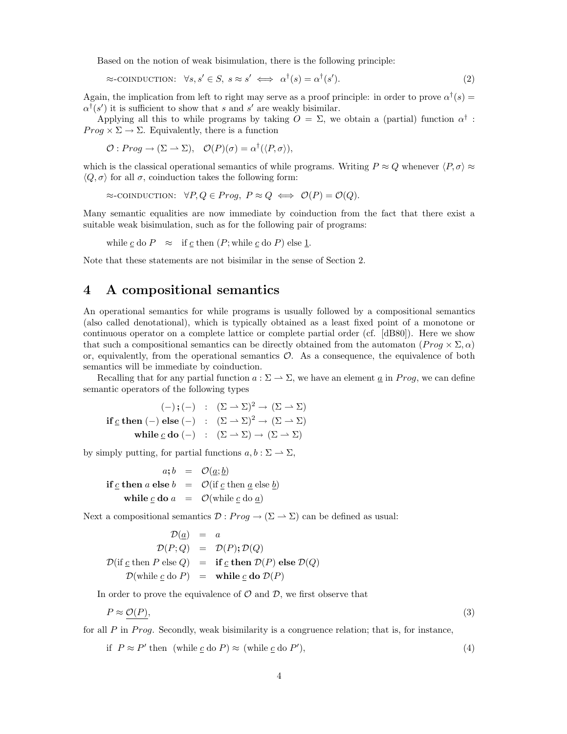Based on the notion of weak bisimulation, there is the following principle:

$$\approx\text{-COINDUCTION:} \quad \forall s, s' \in S,\ s \approx s' \iff \alpha^\dagger(s) = \alpha^\dagger(s'). \tag{2}$$

Again, the implication from left to right may serve as a proof principle: in order to prove $\alpha^\dagger(s) = \alpha^\dagger(s')$ it is sufficient to show that $s$ and $s'$ are weakly bisimilar.

Applying all this to while programs by taking $O = \Sigma$, we obtain a (partial) function $\alpha^\dagger : \mathit{Prog} \times \Sigma \to \Sigma$. Equivalently, there is a function

$$\mathcal{O} : \mathit{Prog} \to (\Sigma \rightharpoonup \Sigma), \quad \mathcal{O}(P)(\sigma) = \alpha^\dagger(\langle P, \sigma \rangle),$$

which is the classical operational semantics of while programs. Writing $P \approx Q$ whenever $\langle P, \sigma \rangle \approx \langle Q, \sigma \rangle$ for all $\sigma$, coinduction takes the following form:

$$\approx\text{-COINDUCTION:} \quad \forall P, Q \in \mathit{Prog},\ P \approx Q \iff \mathcal{O}(P) = \mathcal{O}(Q).$$

Many semantic equalities are now immediate by coinduction from the fact that there exist a suitable weak bisimulation, such as for the following pair of programs:

$$\text{while } \underline{c} \text{ do } P \quad \approx \quad \text{if } \underline{c} \text{ then } (P; \text{while } \underline{c} \text{ do } P) \text{ else } \underline{1}.$$

Note that these statements are not bisimilar in the sense of Section 2.

## 4 A compositional semantics

An operational semantics for while programs is usually followed by a compositional semantics (also called denotational), which is typically obtained as a least fixed point of a monotone or continuous operator on a complete lattice or complete partial order (cf. [dB80]). Here we show that such a compositional semantics can be directly obtained from the automaton $(\mathit{Prog} \times \Sigma, \alpha)$ or, equivalently, from the operational semantics $\mathcal{O}$. As a consequence, the equivalence of both semantics will be immediate by coinduction.

Recalling that for any partial function $a : \Sigma \rightharpoonup \Sigma$, we have an element $\underline{a}$ in $\mathit{Prog}$, we can define semantic operators of the following types

$$\begin{aligned}
(-)\,\boldsymbol{;}\,(-) &\ :\ (\Sigma \rightharpoonup \Sigma)^2 \to (\Sigma \rightharpoonup \Sigma) \\
\textbf{if } \underline{c} \textbf{ then } (-) \textbf{ else } (-) &\ :\ (\Sigma \rightharpoonup \Sigma)^2 \to (\Sigma \rightharpoonup \Sigma) \\
\textbf{while } \underline{c} \textbf{ do } (-) &\ :\ (\Sigma \rightharpoonup \Sigma) \to (\Sigma \rightharpoonup \Sigma)
\end{aligned}$$

by simply putting, for partial functions $a, b : \Sigma \rightharpoonup \Sigma$,

$$\begin{aligned}
a\boldsymbol{;}\,b &= \mathcal{O}(\underline{a}; \underline{b}) \\
\textbf{if } \underline{c} \textbf{ then } a \textbf{ else } b &= \mathcal{O}(\text{if } \underline{c} \text{ then } \underline{a} \text{ else } \underline{b}) \\
\textbf{while } \underline{c} \textbf{ do } a &= \mathcal{O}(\text{while } \underline{c} \text{ do } \underline{a})
\end{aligned}$$

Next a compositional semantics $\mathcal{D} : \mathit{Prog} \to (\Sigma \rightharpoonup \Sigma)$ can be defined as usual:

$$\begin{aligned}
\mathcal{D}(\underline{a}) &= a \\
\mathcal{D}(P; Q) &= \mathcal{D}(P)\boldsymbol{;}\,\mathcal{D}(Q) \\
\mathcal{D}(\text{if } \underline{c} \text{ then } P \text{ else } Q) &= \textbf{if } \underline{c} \textbf{ then } \mathcal{D}(P) \textbf{ else } \mathcal{D}(Q) \\
\mathcal{D}(\text{while } \underline{c} \text{ do } P) &= \textbf{while } \underline{c} \textbf{ do } \mathcal{D}(P)
\end{aligned}$$

In order to prove the equivalence of $\mathcal{O}$ and $\mathcal{D}$, we first observe that

$$P \approx \underline{\mathcal{O}(P)}, \tag{3}$$

for all $P$ in $\mathit{Prog}$. Secondly, weak bisimilarity is a congruence relation; that is, for instance,

$$\text{if } \ P \approx P' \text{ then } \ (\text{while } \underline{c} \text{ do } P) \approx (\text{while } \underline{c} \text{ do } P'), \tag{4}$$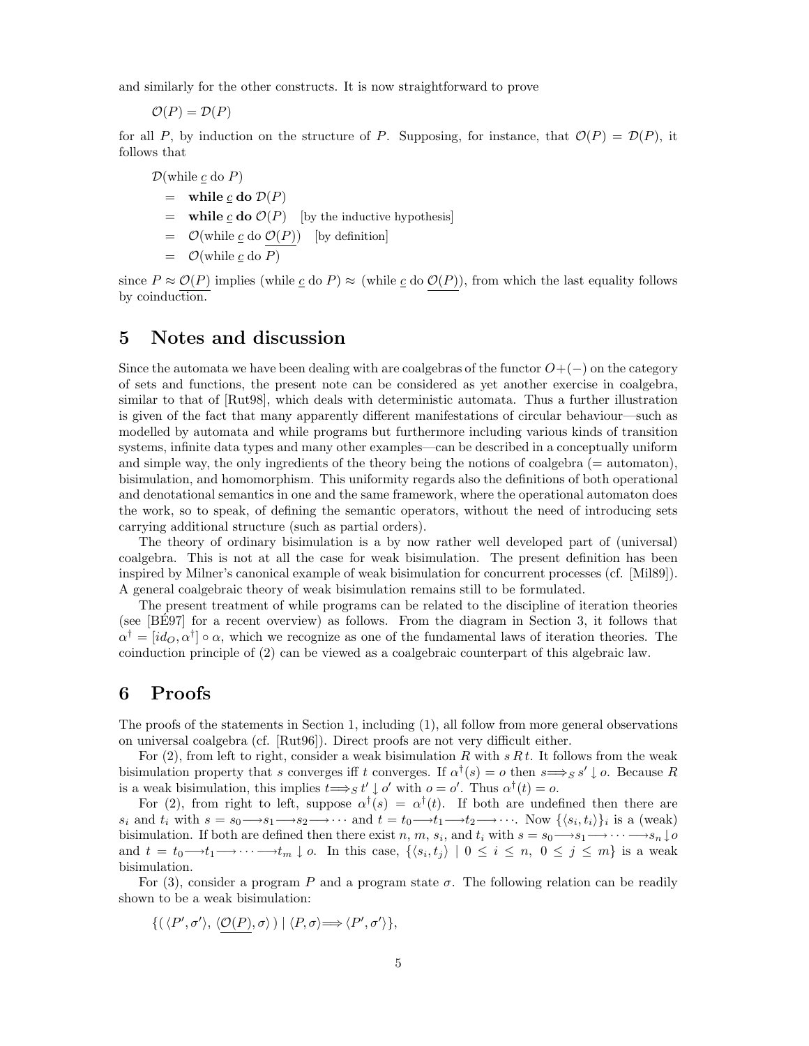and similarly for the other constructs. It is now straightforward to prove

$$\mathcal{O}(P) = \mathcal{D}(P)$$

for all $P$, by induction on the structure of $P$. Supposing, for instance, that $\mathcal{O}(P) = \mathcal{D}(P)$, it follows that

$$\begin{aligned}
&\mathcal{D}(\text{while } \underline{c} \text{ do } P) \\
&= \ \textbf{while } \underline{c} \textbf{ do } \mathcal{D}(P) \\
&= \ \textbf{while } \underline{c} \textbf{ do } \mathcal{O}(P) \quad \text{[by the inductive hypothesis]} \\
&= \ \mathcal{O}(\text{while } \underline{c} \text{ do } \underline{\mathcal{O}(P)}) \quad \text{[by definition]} \\
&= \ \mathcal{O}(\text{while } \underline{c} \text{ do } P)
\end{aligned}$$

since $P \approx \underline{\mathcal{O}(P)}$ implies (while $\underline{c}$ do $P$) $\approx$ (while $\underline{c}$ do $\underline{\mathcal{O}(P)}$), from which the last equality follows by coinduction.

## 5 Notes and discussion

Since the automata we have been dealing with are coalgebras of the functor $O+(-)$ on the category of sets and functions, the present note can be considered as yet another exercise in coalgebra, similar to that of [Rut98], which deals with deterministic automata. Thus a further illustration is given of the fact that many apparently different manifestations of circular behaviour—such as modelled by automata and while programs but furthermore including various kinds of transition systems, infinite data types and many other examples—can be described in a conceptually uniform and simple way, the only ingredients of the theory being the notions of coalgebra (= automaton), bisimulation, and homomorphism. This uniformity regards also the definitions of both operational and denotational semantics in one and the same framework, where the operational automaton does the work, so to speak, of defining the semantic operators, without the need of introducing sets carrying additional structure (such as partial orders).

The theory of ordinary bisimulation is a by now rather well developed part of (universal) coalgebra. This is not at all the case for weak bisimulation. The present definition has been inspired by Milner's canonical example of weak bisimulation for concurrent processes (cf. [Mil89]). A general coalgebraic theory of weak bisimulation remains still to be formulated.

The present treatment of while programs can be related to the discipline of iteration theories (see [BÉ97] for a recent overview) as follows. From the diagram in Section 3, it follows that $\alpha^\dagger = [id_O, \alpha^\dagger] \circ \alpha$, which we recognize as one of the fundamental laws of iteration theories. The coinduction principle of (2) can be viewed as a coalgebraic counterpart of this algebraic law.

## 6 Proofs

The proofs of the statements in Section 1, including (1), all follow from more general observations on universal coalgebra (cf. [Rut96]). Direct proofs are not very difficult either.

For (2), from left to right, consider a weak bisimulation $R$ with $s\,R\,t$. It follows from the weak bisimulation property that $s$ converges iff $t$ converges. If $\alpha^\dagger(s) = o$ then $s \Longrightarrow_S s' \downarrow o$. Because $R$ is a weak bisimulation, this implies $t \Longrightarrow_S t' \downarrow o'$ with $o = o'$. Thus $\alpha^\dagger(t) = o$.

For (2), from right to left, suppose $\alpha^\dagger(s) = \alpha^\dagger(t)$. If both are undefined then there are $s_i$ and $t_i$ with $s = s_0 \longrightarrow s_1 \longrightarrow s_2 \longrightarrow \cdots$ and $t = t_0 \longrightarrow t_1 \longrightarrow t_2 \longrightarrow \cdots$. Now $\{\langle s_i, t_i \rangle\}_i$ is a (weak) bisimulation. If both are defined then there exist $n$, $m$, $s_i$, and $t_i$ with $s = s_0 \longrightarrow s_1 \longrightarrow \cdots \longrightarrow s_n \downarrow o$ and $t = t_0 \longrightarrow t_1 \longrightarrow \cdots \longrightarrow t_m \downarrow o$. In this case, $\{\langle s_i, t_j \rangle \mid 0 \leq i \leq n,\ 0 \leq j \leq m\}$ is a weak bisimulation.

For (3), consider a program $P$ and a program state $\sigma$. The following relation can be readily shown to be a weak bisimulation:

$$\{(\, \langle P', \sigma' \rangle,\ \langle \underline{\mathcal{O}(P)}, \sigma \rangle \,) \mid \langle P, \sigma \rangle \Longrightarrow \langle P', \sigma' \rangle\},$$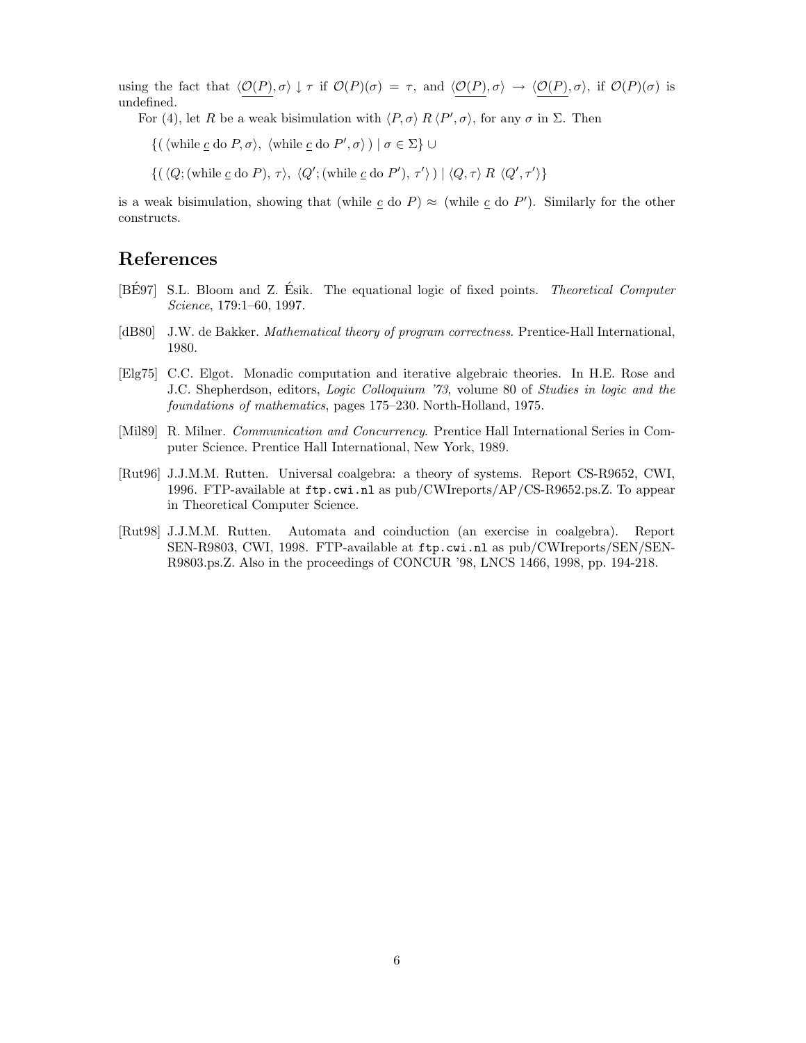using the fact that $\langle \underline{\mathcal{O}(P)}, \sigma\rangle \downarrow \tau$ if $\mathcal{O}(P)(\sigma) = \tau$, and $\langle \underline{\mathcal{O}(P)}, \sigma\rangle \rightarrow \langle \underline{\mathcal{O}(P)}, \sigma\rangle$, if $\mathcal{O}(P)(\sigma)$ is undefined.

For (4), let $R$ be a weak bisimulation with $\langle P, \sigma\rangle \; R \; \langle P', \sigma\rangle$, for any $\sigma$ in $\Sigma$. Then

$$\{ (\, \langle \text{while } \underline{c} \text{ do } P, \sigma\rangle,\; \langle \text{while } \underline{c} \text{ do } P', \sigma\rangle \,) \mid \sigma \in \Sigma\} \cup$$

$$\{ (\, \langle Q; (\text{while } \underline{c} \text{ do } P),\, \tau\rangle,\; \langle Q'; (\text{while } \underline{c} \text{ do } P'),\, \tau'\rangle \,) \mid \langle Q, \tau\rangle \; R \; \langle Q', \tau'\rangle\}$$

is a weak bisimulation, showing that (while $\underline{c}$ do $P$) $\approx$ (while $\underline{c}$ do $P'$). Similarly for the other constructs.

## References

[BÉ97] S.L. Bloom and Z. Ésik. The equational logic of fixed points. *Theoretical Computer Science*, 179:1–60, 1997.

[dB80] J.W. de Bakker. *Mathematical theory of program correctness*. Prentice-Hall International, 1980.

[Elg75] C.C. Elgot. Monadic computation and iterative algebraic theories. In H.E. Rose and J.C. Shepherdson, editors, *Logic Colloquium '73*, volume 80 of *Studies in logic and the foundations of mathematics*, pages 175–230. North-Holland, 1975.

[Mil89] R. Milner. *Communication and Concurrency*. Prentice Hall International Series in Computer Science. Prentice Hall International, New York, 1989.

[Rut96] J.J.M.M. Rutten. Universal coalgebra: a theory of systems. Report CS-R9652, CWI, 1996. FTP-available at `ftp.cwi.nl` as pub/CWIreports/AP/CS-R9652.ps.Z. To appear in Theoretical Computer Science.

[Rut98] J.J.M.M. Rutten. Automata and coinduction (an exercise in coalgebra). Report SEN-R9803, CWI, 1998. FTP-available at `ftp.cwi.nl` as pub/CWIreports/SEN/SEN-R9803.ps.Z. Also in the proceedings of CONCUR '98, LNCS 1466, 1998, pp. 194-218.